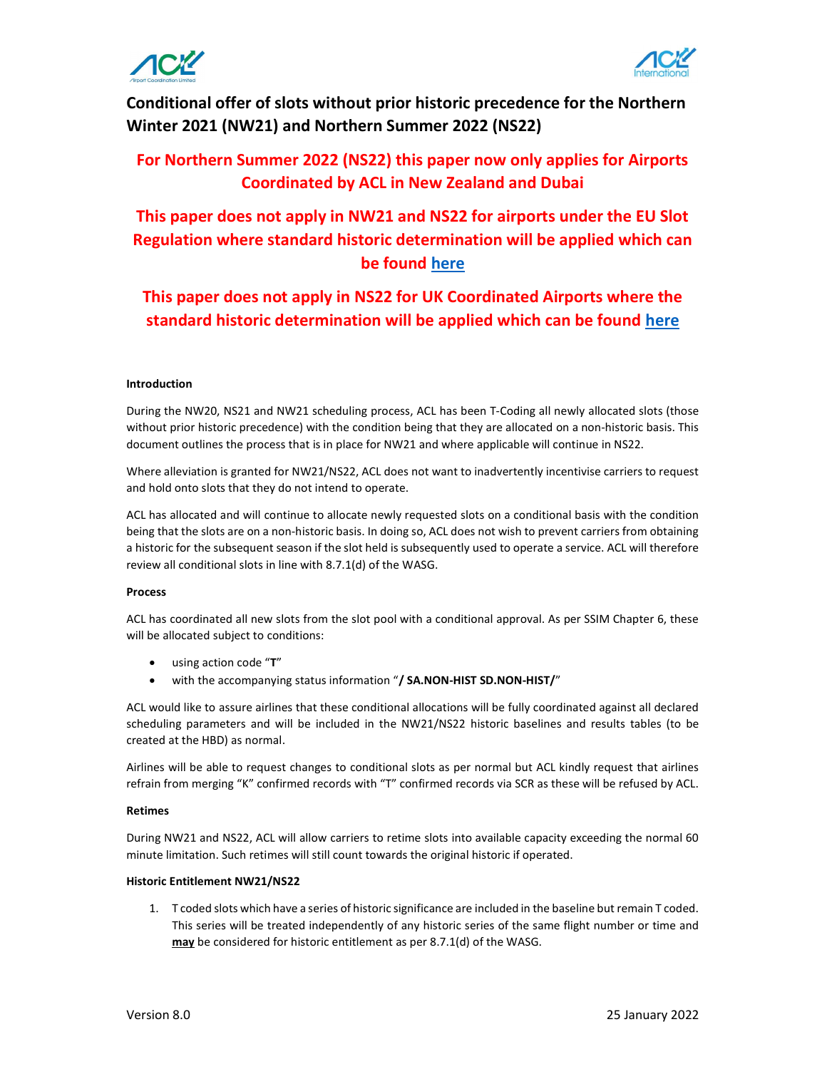# Conditional offer of slots without prior historic precedence for the Northern Winter 2021 (NW21) and Northern Summer 2022 (NS22)

**For Northern Summer 2022 (NS22) this paper now only applies for Airports Coordinated by ACL in New Zealand and Dubai**

**This paper does not apply in NW21 and NS22 for airports under the EU Slot Regulation where standard historic determination will be applied which can be found here**

**This paper does not apply in NS22 for UK Coordinated Airports where the standard historic determination will be applied which can be found here**

### Introduction

During the NW20, NS21 and NW21 scheduling process, ACL has been T-Coding all newly allocated slots (those without prior historic precedence) with the condition being that they are allocated on a non-historic basis. This document outlines the process that is in place for NW21 and where applicable will continue in NS22.

Where alleviation is granted for NW21/NS22, ACL does not want to inadvertently incentivise carriers to request and hold onto slots that they do not intend to operate.

ACL has allocated and will continue to allocate newly requested slots on a conditional basis with the condition being that the slots are on a non-historic basis. In doing so, ACL does not wish to prevent carriers from obtaining a historic for the subsequent season if the slot held is subsequently used to operate a service. ACL will therefore review all conditional slots in line with 8.7.1(d) of the WASG.

### Process

ACL has coordinated all new slots from the slot pool with a conditional approval. As per SSIM Chapter 6, these will be allocated subject to conditions:

- using action code "**T**"
- with the accompanying status information "**/ SA.NON-HIST SD.NON-HIST/**"

ACL would like to assure airlines that these conditional allocations will be fully coordinated against all declared scheduling parameters and will be included in the NW21/NS22 historic baselines and results tables (to be created at the HBD) as normal.

Airlines will be able to request changes to conditional slots as per normal but ACL kindly request that airlines refrain from merging "K" confirmed records with "T" confirmed records via SCR as these will be refused by ACL.

### Retimes

During NW21 and NS22, ACL will allow carriers to retime slots into available capacity exceeding the normal 60 minute limitation. Such retimes will still count towards the original historic if operated.

### Historic Entitlement NW21/NS22

1. T coded slots which have a series of historic significance are included in the baseline but remain T coded. This series will be treated independently of any historic series of the same flight number or time and **may** be considered for historic entitlement as per 8.7.1(d) of the WASG.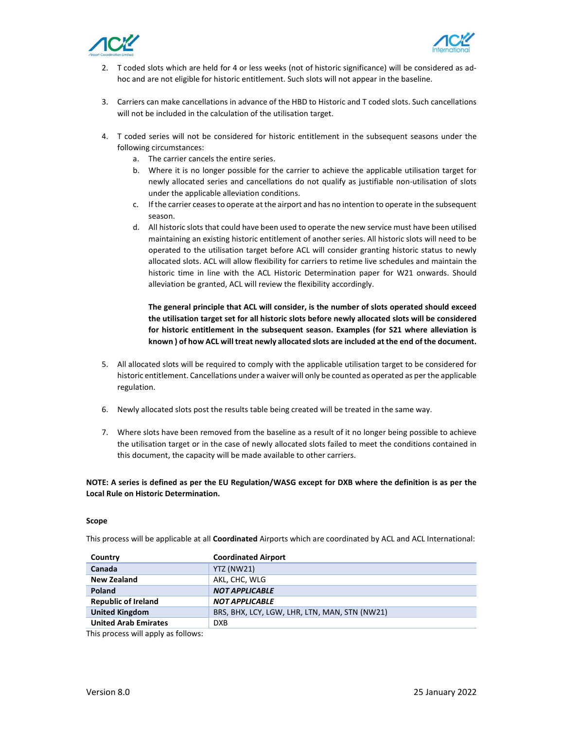2. T coded slots which are held for 4 or less weeks (not of historic significance) will be considered as ad-hoc and are not eligible for historic entitlement. Such slots will not appear in the baseline.

3. Carriers can make cancellations in advance of the HBD to Historic and T coded slots. Such cancellations will not be included in the calculation of the utilisation target.

4. T coded series will not be considered for historic entitlement in the subsequent seasons under the following circumstances:
   a. The carrier cancels the entire series.
   b. Where it is no longer possible for the carrier to achieve the applicable utilisation target for newly allocated series and cancellations do not qualify as justifiable non-utilisation of slots under the applicable alleviation conditions.
   c. If the carrier ceases to operate at the airport and has no intention to operate in the subsequent season.
   d. All historic slots that could have been used to operate the new service must have been utilised maintaining an existing historic entitlement of another series. All historic slots will need to be operated to the utilisation target before ACL will consider granting historic status to newly allocated slots. ACL will allow flexibility for carriers to retime live schedules and maintain the historic time in line with the ACL Historic Determination paper for W21 onwards. Should alleviation be granted, ACL will review the flexibility accordingly.

   **The general principle that ACL will consider, is the number of slots operated should exceed the utilisation target set for all historic slots before newly allocated slots will be considered for historic entitlement in the subsequent season. Examples (for S21 where alleviation is known ) of how ACL will treat newly allocated slots are included at the end of the document.**

5. All allocated slots will be required to comply with the applicable utilisation target to be considered for historic entitlement. Cancellations under a waiver will only be counted as operated as per the applicable regulation.

6. Newly allocated slots post the results table being created will be treated in the same way.

7. Where slots have been removed from the baseline as a result of it no longer being possible to achieve the utilisation target or in the case of newly allocated slots failed to meet the conditions contained in this document, the capacity will be made available to other carriers.

**NOTE: A series is defined as per the EU Regulation/WASG except for DXB where the definition is as per the Local Rule on Historic Determination.**

**Scope**

This process will be applicable at all **Coordinated** Airports which are coordinated by ACL and ACL International:

| Country | Coordinated Airport |
| --- | --- |
| **Canada** | YTZ (NW21) |
| **New Zealand** | AKL, CHC, WLG |
| **Poland** | ***NOT APPLICABLE*** |
| **Republic of Ireland** | ***NOT APPLICABLE*** |
| **United Kingdom** | BRS, BHX, LCY, LGW, LHR, LTN, MAN, STN (NW21) |
| **United Arab Emirates** | DXB |

This process will apply as follows: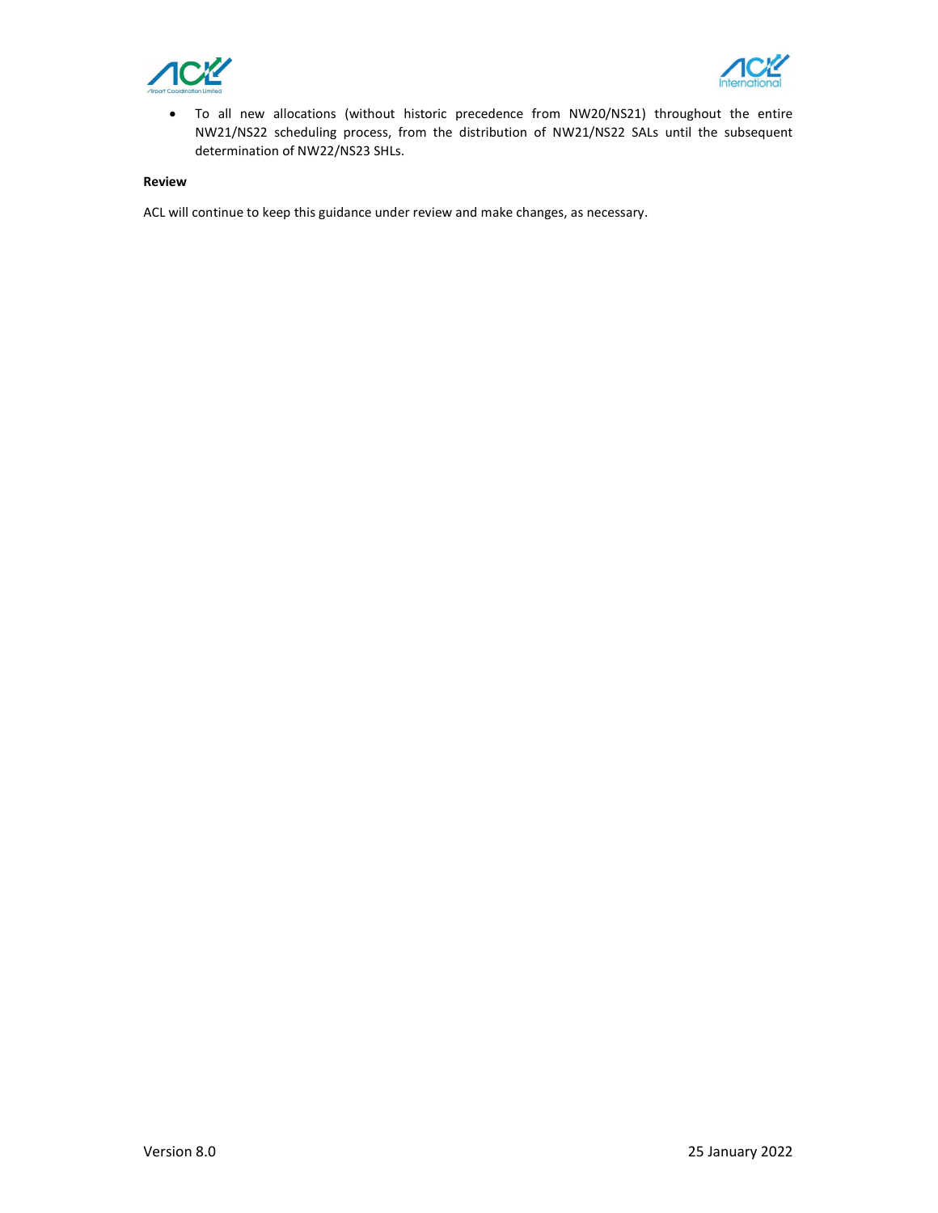- To all new allocations (without historic precedence from NW20/NS21) throughout the entire NW21/NS22 scheduling process, from the distribution of NW21/NS22 SALs until the subsequent determination of NW22/NS23 SHLs.

**Review**

ACL will continue to keep this guidance under review and make changes, as necessary.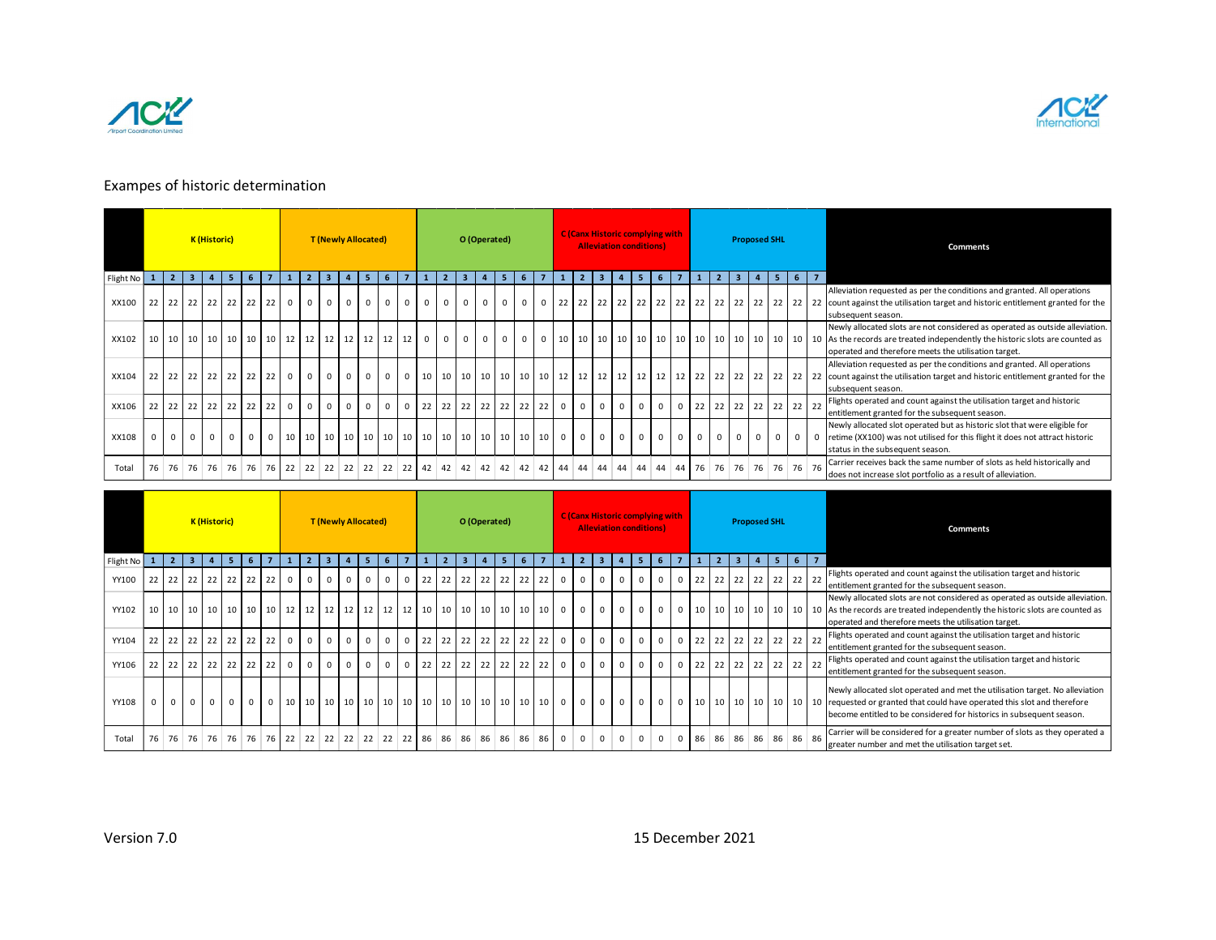Exampes of historic determination

| | K (Historic) | | | | | | | T (Newly Allocated) | | | | | | | O (Operated) | | | | | | | C (Canx Historic complying with Alleviation conditions) | | | | | | | Proposed SHL | | | | | | | Comments |
|---|---|---|---|---|---|---|---|---|---|---|---|---|---|---|---|---|---|---|---|---|---|---|---|---|---|---|---|---|---|---|---|---|---|---|---|---|
| Flight No | 1 | 2 | 3 | 4 | 5 | 6 | 7 | 1 | 2 | 3 | 4 | 5 | 6 | 7 | 1 | 2 | 3 | 4 | 5 | 6 | 7 | 1 | 2 | 3 | 4 | 5 | 6 | 7 | 1 | 2 | 3 | 4 | 5 | 6 | 7 | |
| XX100 | 22 | 22 | 22 | 22 | 22 | 22 | 22 | 0 | 0 | 0 | 0 | 0 | 0 | 0 | 0 | 0 | 0 | 0 | 0 | 0 | 0 | 22 | 22 | 22 | 22 | 22 | 22 | 22 | 22 | 22 | 22 | 22 | 22 | 22 | 22 | Alleviation requested as per the conditions and granted. All operations count against the utilisation target and historic entitlement granted for the subsequent season. |
| XX102 | 10 | 10 | 10 | 10 | 10 | 10 | 10 | 12 | 12 | 12 | 12 | 12 | 12 | 12 | 0 | 0 | 0 | 0 | 0 | 0 | 0 | 10 | 10 | 10 | 10 | 10 | 10 | 10 | 10 | 10 | 10 | 10 | 10 | 10 | 10 | Newly allocated slots are not considered as operated as outside alleviation. As the records are treated independently the historic slots are counted as operated and therefore meets the utilisation target. |
| XX104 | 22 | 22 | 22 | 22 | 22 | 22 | 22 | 0 | 0 | 0 | 0 | 0 | 0 | 0 | 10 | 10 | 10 | 10 | 10 | 10 | 10 | 12 | 12 | 12 | 12 | 12 | 12 | 12 | 22 | 22 | 22 | 22 | 22 | 22 | 22 | Alleviation requested as per the conditions and granted. All operations count against the utilisation target and historic entitlement granted for the subsequent season. |
| XX106 | 22 | 22 | 22 | 22 | 22 | 22 | 22 | 0 | 0 | 0 | 0 | 0 | 0 | 0 | 22 | 22 | 22 | 22 | 22 | 22 | 22 | 0 | 0 | 0 | 0 | 0 | 0 | 0 | 22 | 22 | 22 | 22 | 22 | 22 | 22 | Flights operated and count against the utilisation target and historic entitlement granted for the subsequent season. |
| XX108 | 0 | 0 | 0 | 0 | 0 | 0 | 0 | 10 | 10 | 10 | 10 | 10 | 10 | 10 | 10 | 10 | 10 | 10 | 10 | 10 | 10 | 0 | 0 | 0 | 0 | 0 | 0 | 0 | 0 | 0 | 0 | 0 | 0 | 0 | 0 | Newly allocated slot operated but as historic slot that were eligible for retime (XX100) was not utilised for this flight it does not attract historic status in the subsequent season. |
| Total | 76 | 76 | 76 | 76 | 76 | 76 | 76 | 22 | 22 | 22 | 22 | 22 | 22 | 22 | 42 | 42 | 42 | 42 | 42 | 42 | 42 | 44 | 44 | 44 | 44 | 44 | 44 | 44 | 76 | 76 | 76 | 76 | 76 | 76 | 76 | Carrier receives back the same number of slots as held historically and does not increase slot portfolio as a result of alleviation. |

| | K (Historic) | | | | | | | T (Newly Allocated) | | | | | | | O (Operated) | | | | | | | C (Canx Historic complying with Alleviation conditions) | | | | | | | Proposed SHL | | | | | | | Comments |
|---|---|---|---|---|---|---|---|---|---|---|---|---|---|---|---|---|---|---|---|---|---|---|---|---|---|---|---|---|---|---|---|---|---|---|---|---|
| Flight No | 1 | 2 | 3 | 4 | 5 | 6 | 7 | 1 | 2 | 3 | 4 | 5 | 6 | 7 | 1 | 2 | 3 | 4 | 5 | 6 | 7 | 1 | 2 | 3 | 4 | 5 | 6 | 7 | 1 | 2 | 3 | 4 | 5 | 6 | 7 | |
| YY100 | 22 | 22 | 22 | 22 | 22 | 22 | 22 | 0 | 0 | 0 | 0 | 0 | 0 | 0 | 22 | 22 | 22 | 22 | 22 | 22 | 22 | 0 | 0 | 0 | 0 | 0 | 0 | 0 | 22 | 22 | 22 | 22 | 22 | 22 | 22 | Flights operated and count against the utilisation target and historic entitlement granted for the subsequent season. |
| YY102 | 10 | 10 | 10 | 10 | 10 | 10 | 10 | 12 | 12 | 12 | 12 | 12 | 12 | 12 | 10 | 10 | 10 | 10 | 10 | 10 | 10 | 0 | 0 | 0 | 0 | 0 | 0 | 0 | 10 | 10 | 10 | 10 | 10 | 10 | 10 | Newly allocated slots are not considered as operated as outside alleviation. As the records are treated independently the historic slots are counted as operated and therefore meets the utilisation target. |
| YY104 | 22 | 22 | 22 | 22 | 22 | 22 | 22 | 0 | 0 | 0 | 0 | 0 | 0 | 0 | 22 | 22 | 22 | 22 | 22 | 22 | 22 | 0 | 0 | 0 | 0 | 0 | 0 | 0 | 22 | 22 | 22 | 22 | 22 | 22 | 22 | Flights operated and count against the utilisation target and historic entitlement granted for the subsequent season. |
| YY106 | 22 | 22 | 22 | 22 | 22 | 22 | 22 | 0 | 0 | 0 | 0 | 0 | 0 | 0 | 22 | 22 | 22 | 22 | 22 | 22 | 22 | 0 | 0 | 0 | 0 | 0 | 0 | 0 | 22 | 22 | 22 | 22 | 22 | 22 | 22 | Flights operated and count against the utilisation target and historic entitlement granted for the subsequent season. |
| YY108 | 0 | 0 | 0 | 0 | 0 | 0 | 0 | 10 | 10 | 10 | 10 | 10 | 10 | 10 | 10 | 10 | 10 | 10 | 10 | 10 | 10 | 0 | 0 | 0 | 0 | 0 | 0 | 0 | 10 | 10 | 10 | 10 | 10 | 10 | 10 | Newly allocated slot operated and met the utilisation target. No alleviation requested or granted that could have operated this slot and therefore become entitled to be considered for historics in subsequent season. |
| Total | 76 | 76 | 76 | 76 | 76 | 76 | 76 | 22 | 22 | 22 | 22 | 22 | 22 | 22 | 86 | 86 | 86 | 86 | 86 | 86 | 86 | 0 | 0 | 0 | 0 | 0 | 0 | 0 | 86 | 86 | 86 | 86 | 86 | 86 | 86 | Carrier will be considered for a greater number of slots as they operated a greater number and met the utilisation target set. |

Version 7.0 15 December 2021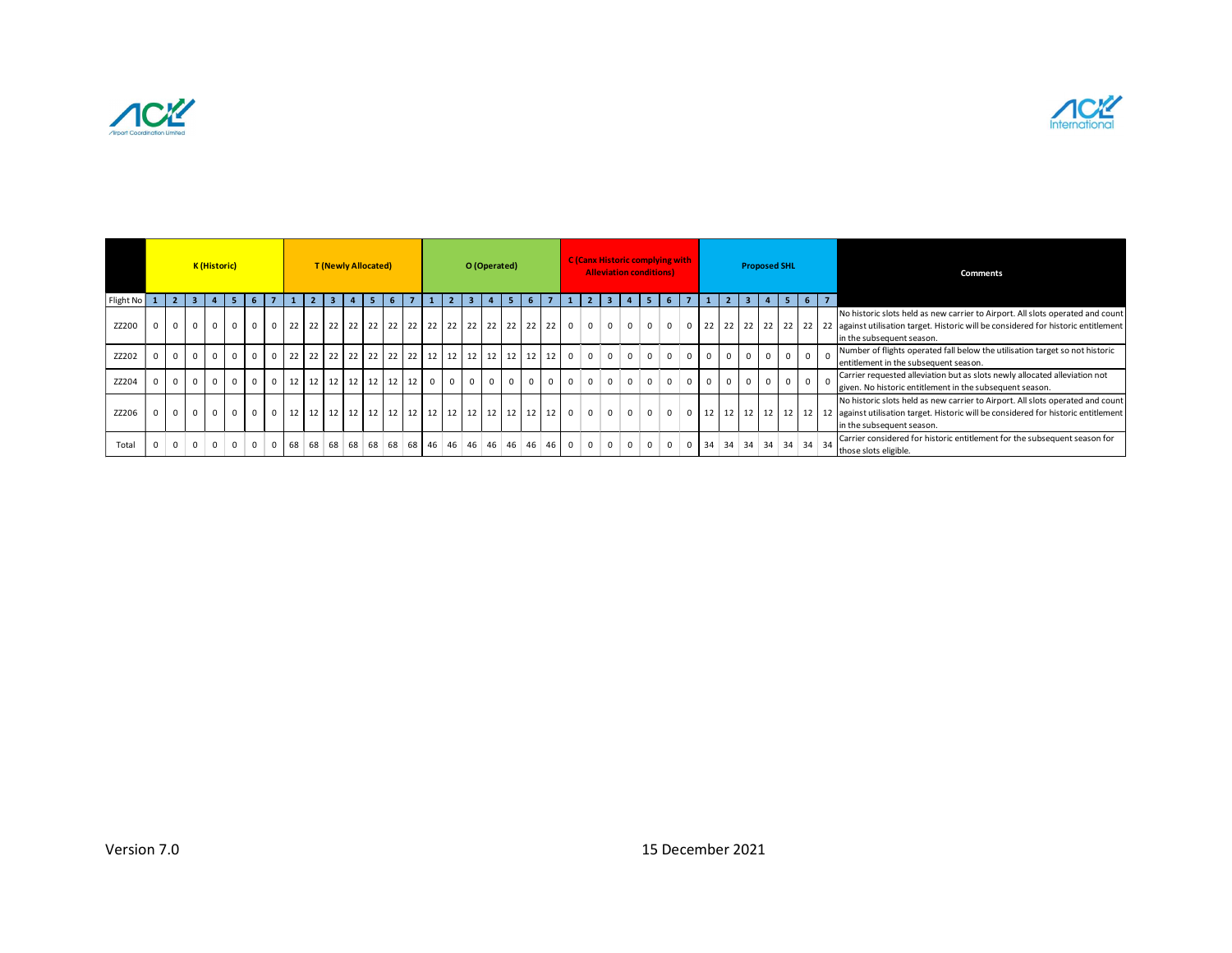| | K (Historic) | | | | | | | T (Newly Allocated) | | | | | | | O (Operated) | | | | | | | C (Canx Historic complying with Alleviation conditions) | | | | | | | Proposed SHL | | | | | | | Comments |
|---|---|---|---|---|---|---|---|---|---|---|---|---|---|---|---|---|---|---|---|---|---|---|---|---|---|---|---|---|---|---|---|---|---|---|---|---|
| Flight No | 1 | 2 | 3 | 4 | 5 | 6 | 7 | 1 | 2 | 3 | 4 | 5 | 6 | 7 | 1 | 2 | 3 | 4 | 5 | 6 | 7 | 1 | 2 | 3 | 4 | 5 | 6 | 7 | 1 | 2 | 3 | 4 | 5 | 6 | 7 | |
| ZZ200 | 0 | 0 | 0 | 0 | 0 | 0 | 0 | 22 | 22 | 22 | 22 | 22 | 22 | 22 | 22 | 22 | 22 | 22 | 22 | 22 | 22 | 0 | 0 | 0 | 0 | 0 | 0 | 0 | 22 | 22 | 22 | 22 | 22 | 22 | 22 | No historic slots held as new carrier to Airport. All slots operated and count against utilisation target. Historic will be considered for historic entitlement in the subsequent season. |
| ZZ202 | 0 | 0 | 0 | 0 | 0 | 0 | 0 | 22 | 22 | 22 | 22 | 22 | 22 | 22 | 12 | 12 | 12 | 12 | 12 | 12 | 12 | 0 | 0 | 0 | 0 | 0 | 0 | 0 | 0 | 0 | 0 | 0 | 0 | 0 | 0 | Number of flights operated fall below the utilisation target so not historic entitlement in the subsequent season. |
| ZZ204 | 0 | 0 | 0 | 0 | 0 | 0 | 0 | 12 | 12 | 12 | 12 | 12 | 12 | 12 | 0 | 0 | 0 | 0 | 0 | 0 | 0 | 0 | 0 | 0 | 0 | 0 | 0 | 0 | 0 | 0 | 0 | 0 | 0 | 0 | 0 | Carrier requested alleviation but as slots newly allocated alleviation not given. No historic entitlement in the subsequent season. |
| ZZ206 | 0 | 0 | 0 | 0 | 0 | 0 | 0 | 12 | 12 | 12 | 12 | 12 | 12 | 12 | 12 | 12 | 12 | 12 | 12 | 12 | 12 | 0 | 0 | 0 | 0 | 0 | 0 | 0 | 12 | 12 | 12 | 12 | 12 | 12 | 12 | No historic slots held as new carrier to Airport. All slots operated and count against utilisation target. Historic will be considered for historic entitlement in the subsequent season. |
| Total | 0 | 0 | 0 | 0 | 0 | 0 | 0 | 68 | 68 | 68 | 68 | 68 | 68 | 68 | 46 | 46 | 46 | 46 | 46 | 46 | 46 | 0 | 0 | 0 | 0 | 0 | 0 | 0 | 34 | 34 | 34 | 34 | 34 | 34 | 34 | Carrier considered for historic entitlement for the subsequent season for those slots eligible. |

Version 7.0

15 December 2021